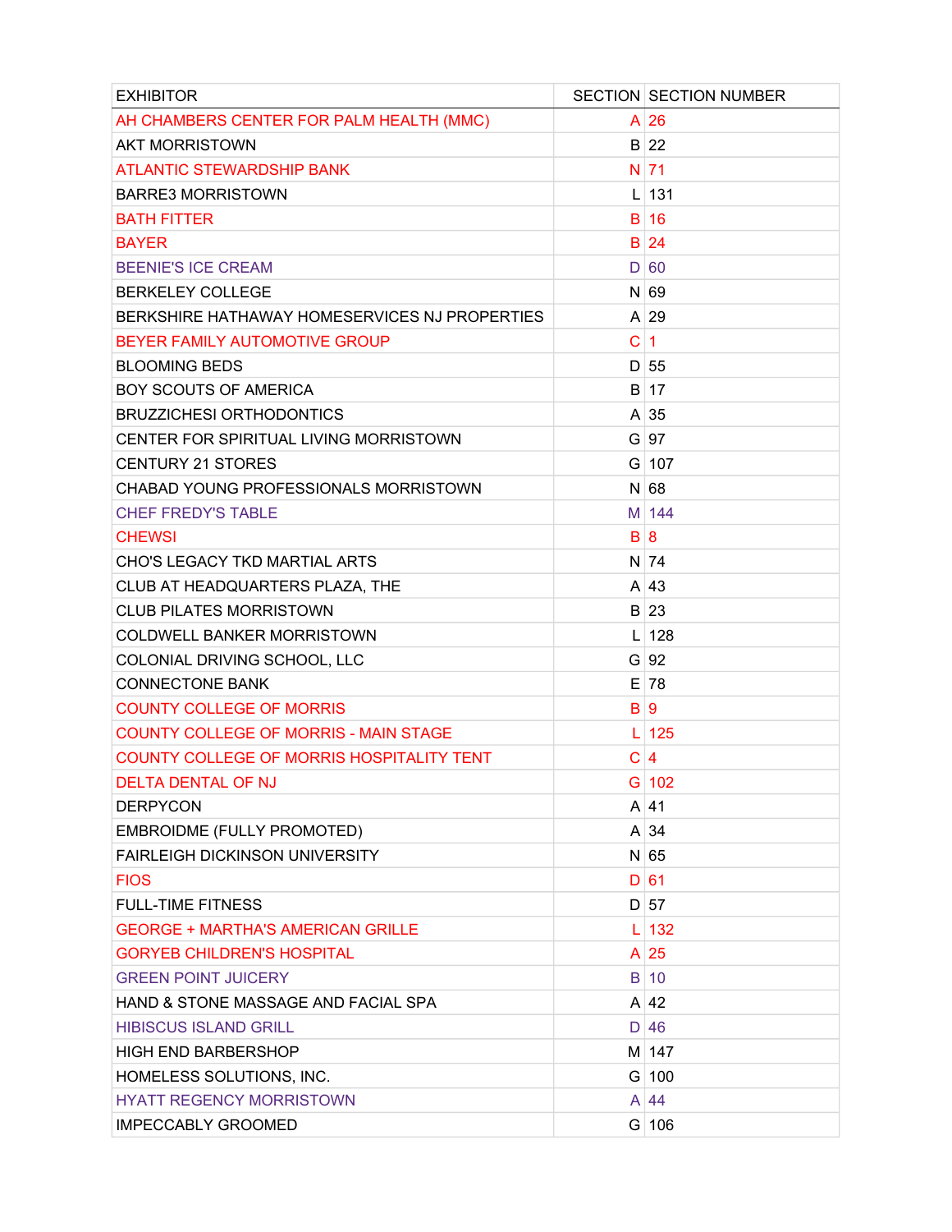| EXHIBITOR | SECTION | SECTION NUMBER |
| --- | --- | --- |
| AH CHAMBERS CENTER FOR PALM HEALTH (MMC) | A | 26 |
| AKT MORRISTOWN | B | 22 |
| ATLANTIC STEWARDSHIP BANK | N | 71 |
| BARRE3 MORRISTOWN | L | 131 |
| BATH FITTER | B | 16 |
| BAYER | B | 24 |
| BEENIE'S ICE CREAM | D | 60 |
| BERKELEY COLLEGE | N | 69 |
| BERKSHIRE HATHAWAY HOMESERVICES NJ PROPERTIES | A | 29 |
| BEYER FAMILY AUTOMOTIVE GROUP | C | 1 |
| BLOOMING BEDS | D | 55 |
| BOY SCOUTS OF AMERICA | B | 17 |
| BRUZZICHESI ORTHODONTICS | A | 35 |
| CENTER FOR SPIRITUAL LIVING MORRISTOWN | G | 97 |
| CENTURY 21 STORES | G | 107 |
| CHABAD YOUNG PROFESSIONALS MORRISTOWN | N | 68 |
| CHEF FREDY'S TABLE | M | 144 |
| CHEWSI | B | 8 |
| CHO'S LEGACY TKD MARTIAL ARTS | N | 74 |
| CLUB AT HEADQUARTERS PLAZA, THE | A | 43 |
| CLUB PILATES MORRISTOWN | B | 23 |
| COLDWELL BANKER MORRISTOWN | L | 128 |
| COLONIAL DRIVING SCHOOL, LLC | G | 92 |
| CONNECTONE BANK | E | 78 |
| COUNTY COLLEGE OF MORRIS | B | 9 |
| COUNTY COLLEGE OF MORRIS - MAIN STAGE | L | 125 |
| COUNTY COLLEGE OF MORRIS HOSPITALITY TENT | C | 4 |
| DELTA DENTAL OF NJ | G | 102 |
| DERPYCON | A | 41 |
| EMBROIDME (FULLY PROMOTED) | A | 34 |
| FAIRLEIGH DICKINSON UNIVERSITY | N | 65 |
| FIOS | D | 61 |
| FULL-TIME FITNESS | D | 57 |
| GEORGE + MARTHA'S AMERICAN GRILLE | L | 132 |
| GORYEB CHILDREN'S HOSPITAL | A | 25 |
| GREEN POINT JUICERY | B | 10 |
| HAND & STONE MASSAGE AND FACIAL SPA | A | 42 |
| HIBISCUS ISLAND GRILL | D | 46 |
| HIGH END BARBERSHOP | M | 147 |
| HOMELESS SOLUTIONS, INC. | G | 100 |
| HYATT REGENCY MORRISTOWN | A | 44 |
| IMPECCABLY GROOMED | G | 106 |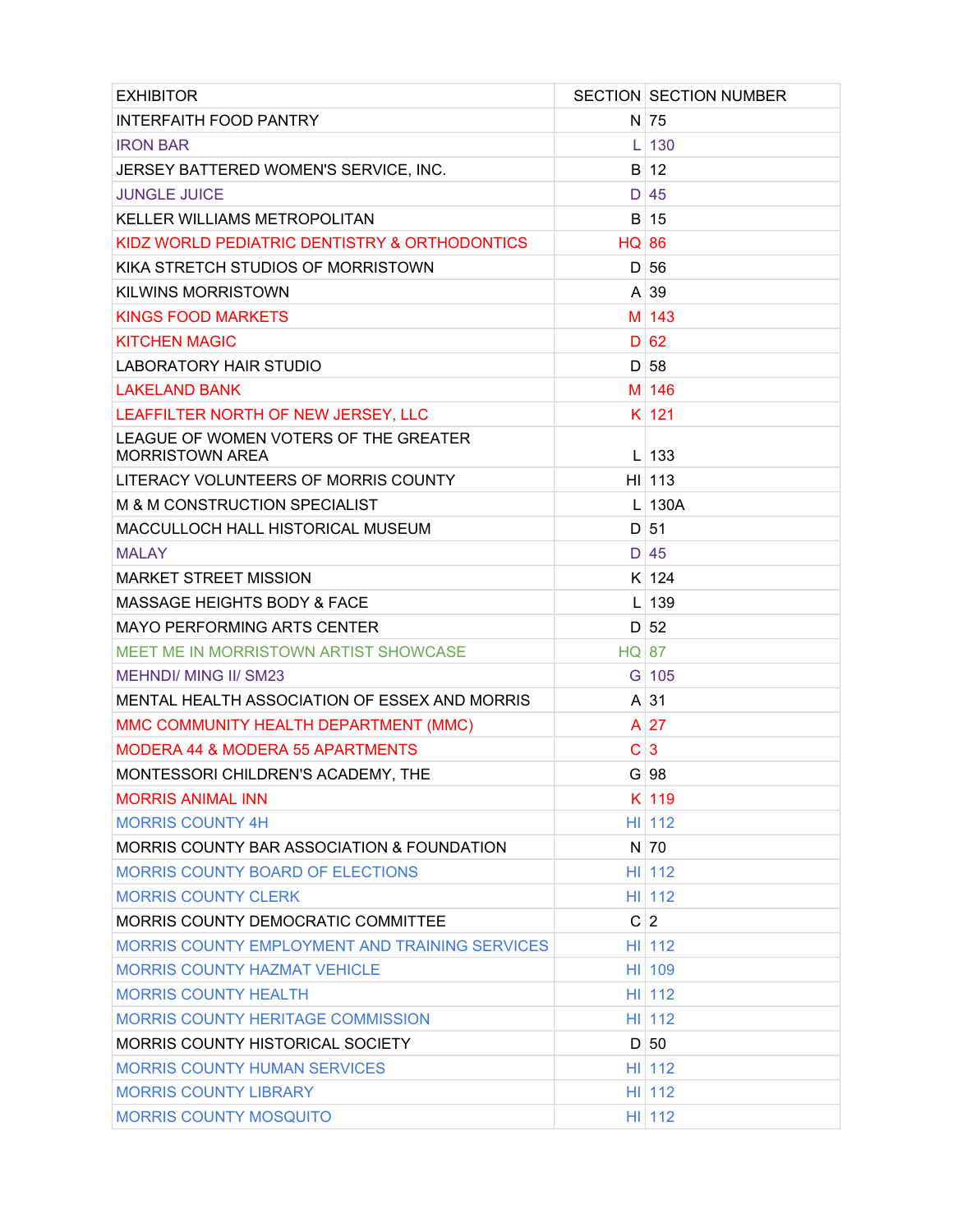| EXHIBITOR | SECTION | SECTION NUMBER |
|---|---|---|
| INTERFAITH FOOD PANTRY | N | 75 |
| IRON BAR | L | 130 |
| JERSEY BATTERED WOMEN'S SERVICE, INC. | B | 12 |
| JUNGLE JUICE | D | 45 |
| KELLER WILLIAMS METROPOLITAN | B | 15 |
| KIDZ WORLD PEDIATRIC DENTISTRY & ORTHODONTICS | HQ | 86 |
| KIKA STRETCH STUDIOS OF MORRISTOWN | D | 56 |
| KILWINS MORRISTOWN | A | 39 |
| KINGS FOOD MARKETS | M | 143 |
| KITCHEN MAGIC | D | 62 |
| LABORATORY HAIR STUDIO | D | 58 |
| LAKELAND BANK | M | 146 |
| LEAFFILTER NORTH OF NEW JERSEY, LLC | K | 121 |
| LEAGUE OF WOMEN VOTERS OF THE GREATER MORRISTOWN AREA | L | 133 |
| LITERACY VOLUNTEERS OF MORRIS COUNTY | HI | 113 |
| M & M CONSTRUCTION SPECIALIST | L | 130A |
| MACCULLOCH HALL HISTORICAL MUSEUM | D | 51 |
| MALAY | D | 45 |
| MARKET STREET MISSION | K | 124 |
| MASSAGE HEIGHTS BODY & FACE | L | 139 |
| MAYO PERFORMING ARTS CENTER | D | 52 |
| MEET ME IN MORRISTOWN ARTIST SHOWCASE | HQ | 87 |
| MEHNDI/ MING II/ SM23 | G | 105 |
| MENTAL HEALTH ASSOCIATION OF ESSEX AND MORRIS | A | 31 |
| MMC COMMUNITY HEALTH DEPARTMENT (MMC) | A | 27 |
| MODERA 44 & MODERA 55 APARTMENTS | C | 3 |
| MONTESSORI CHILDREN'S ACADEMY, THE | G | 98 |
| MORRIS ANIMAL INN | K | 119 |
| MORRIS COUNTY 4H | HI | 112 |
| MORRIS COUNTY BAR ASSOCIATION & FOUNDATION | N | 70 |
| MORRIS COUNTY BOARD OF ELECTIONS | HI | 112 |
| MORRIS COUNTY CLERK | HI | 112 |
| MORRIS COUNTY DEMOCRATIC COMMITTEE | C | 2 |
| MORRIS COUNTY EMPLOYMENT AND TRAINING SERVICES | HI | 112 |
| MORRIS COUNTY HAZMAT VEHICLE | HI | 109 |
| MORRIS COUNTY HEALTH | HI | 112 |
| MORRIS COUNTY HERITAGE COMMISSION | HI | 112 |
| MORRIS COUNTY HISTORICAL SOCIETY | D | 50 |
| MORRIS COUNTY HUMAN SERVICES | HI | 112 |
| MORRIS COUNTY LIBRARY | HI | 112 |
| MORRIS COUNTY MOSQUITO | HI | 112 |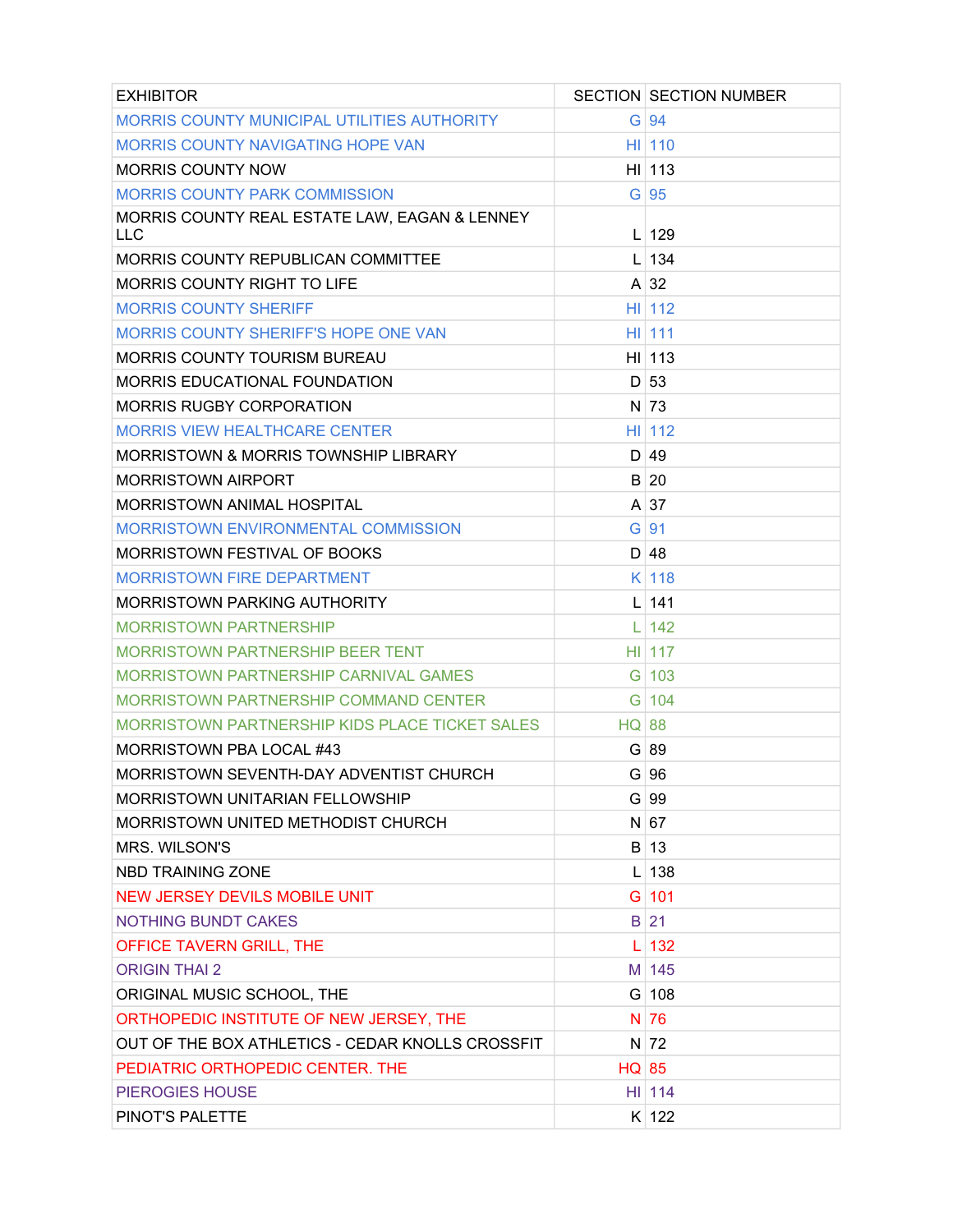| EXHIBITOR | SECTION | SECTION NUMBER |
|---|---|---|
| MORRIS COUNTY MUNICIPAL UTILITIES AUTHORITY | G | 94 |
| MORRIS COUNTY NAVIGATING HOPE VAN | HI | 110 |
| MORRIS COUNTY NOW | HI | 113 |
| MORRIS COUNTY PARK COMMISSION | G | 95 |
| MORRIS COUNTY REAL ESTATE LAW, EAGAN & LENNEY LLC | L | 129 |
| MORRIS COUNTY REPUBLICAN COMMITTEE | L | 134 |
| MORRIS COUNTY RIGHT TO LIFE | A | 32 |
| MORRIS COUNTY SHERIFF | HI | 112 |
| MORRIS COUNTY SHERIFF'S HOPE ONE VAN | HI | 111 |
| MORRIS COUNTY TOURISM BUREAU | HI | 113 |
| MORRIS EDUCATIONAL FOUNDATION | D | 53 |
| MORRIS RUGBY CORPORATION | N | 73 |
| MORRIS VIEW HEALTHCARE CENTER | HI | 112 |
| MORRISTOWN & MORRIS TOWNSHIP LIBRARY | D | 49 |
| MORRISTOWN AIRPORT | B | 20 |
| MORRISTOWN ANIMAL HOSPITAL | A | 37 |
| MORRISTOWN ENVIRONMENTAL COMMISSION | G | 91 |
| MORRISTOWN FESTIVAL OF BOOKS | D | 48 |
| MORRISTOWN FIRE DEPARTMENT | K | 118 |
| MORRISTOWN PARKING AUTHORITY | L | 141 |
| MORRISTOWN PARTNERSHIP | L | 142 |
| MORRISTOWN PARTNERSHIP BEER TENT | HI | 117 |
| MORRISTOWN PARTNERSHIP CARNIVAL GAMES | G | 103 |
| MORRISTOWN PARTNERSHIP COMMAND CENTER | G | 104 |
| MORRISTOWN PARTNERSHIP KIDS PLACE TICKET SALES | HQ | 88 |
| MORRISTOWN PBA LOCAL #43 | G | 89 |
| MORRISTOWN SEVENTH-DAY ADVENTIST CHURCH | G | 96 |
| MORRISTOWN UNITARIAN FELLOWSHIP | G | 99 |
| MORRISTOWN UNITED METHODIST CHURCH | N | 67 |
| MRS. WILSON'S | B | 13 |
| NBD TRAINING ZONE | L | 138 |
| NEW JERSEY DEVILS MOBILE UNIT | G | 101 |
| NOTHING BUNDT CAKES | B | 21 |
| OFFICE TAVERN GRILL, THE | L | 132 |
| ORIGIN THAI 2 | M | 145 |
| ORIGINAL MUSIC SCHOOL, THE | G | 108 |
| ORTHOPEDIC INSTITUTE OF NEW JERSEY, THE | N | 76 |
| OUT OF THE BOX ATHLETICS - CEDAR KNOLLS CROSSFIT | N | 72 |
| PEDIATRIC ORTHOPEDIC CENTER. THE | HQ | 85 |
| PIEROGIES HOUSE | HI | 114 |
| PINOT'S PALETTE | K | 122 |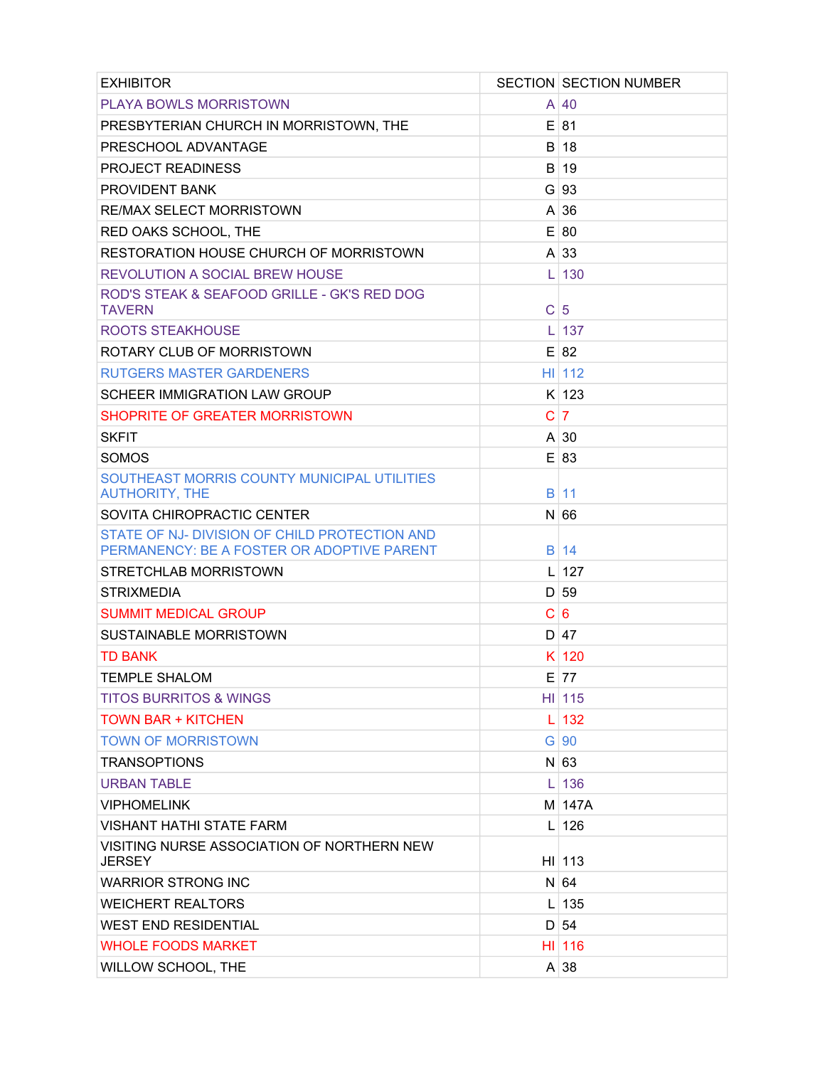| EXHIBITOR | SECTION | SECTION NUMBER |
|---|---|---|
| PLAYA BOWLS MORRISTOWN | A | 40 |
| PRESBYTERIAN CHURCH IN MORRISTOWN, THE | E | 81 |
| PRESCHOOL ADVANTAGE | B | 18 |
| PROJECT READINESS | B | 19 |
| PROVIDENT BANK | G | 93 |
| RE/MAX SELECT MORRISTOWN | A | 36 |
| RED OAKS SCHOOL, THE | E | 80 |
| RESTORATION HOUSE CHURCH OF MORRISTOWN | A | 33 |
| REVOLUTION A SOCIAL BREW HOUSE | L | 130 |
| ROD'S STEAK & SEAFOOD GRILLE - GK'S RED DOG TAVERN | C | 5 |
| ROOTS STEAKHOUSE | L | 137 |
| ROTARY CLUB OF MORRISTOWN | E | 82 |
| RUTGERS MASTER GARDENERS | HI | 112 |
| SCHEER IMMIGRATION LAW GROUP | K | 123 |
| SHOPRITE OF GREATER MORRISTOWN | C | 7 |
| SKFIT | A | 30 |
| SOMOS | E | 83 |
| SOUTHEAST MORRIS COUNTY MUNICIPAL UTILITIES AUTHORITY, THE | B | 11 |
| SOVITA CHIROPRACTIC CENTER | N | 66 |
| STATE OF NJ- DIVISION OF CHILD PROTECTION AND PERMANENCY: BE A FOSTER OR ADOPTIVE PARENT | B | 14 |
| STRETCHLAB MORRISTOWN | L | 127 |
| STRIXMEDIA | D | 59 |
| SUMMIT MEDICAL GROUP | C | 6 |
| SUSTAINABLE MORRISTOWN | D | 47 |
| TD BANK | K | 120 |
| TEMPLE SHALOM | E | 77 |
| TITOS BURRITOS & WINGS | HI | 115 |
| TOWN BAR + KITCHEN | L | 132 |
| TOWN OF MORRISTOWN | G | 90 |
| TRANSOPTIONS | N | 63 |
| URBAN TABLE | L | 136 |
| VIPHOMELINK | M | 147A |
| VISHANT HATHI STATE FARM | L | 126 |
| VISITING NURSE ASSOCIATION OF NORTHERN NEW JERSEY | HI | 113 |
| WARRIOR STRONG INC | N | 64 |
| WEICHERT REALTORS | L | 135 |
| WEST END RESIDENTIAL | D | 54 |
| WHOLE FOODS MARKET | HI | 116 |
| WILLOW SCHOOL, THE | A | 38 |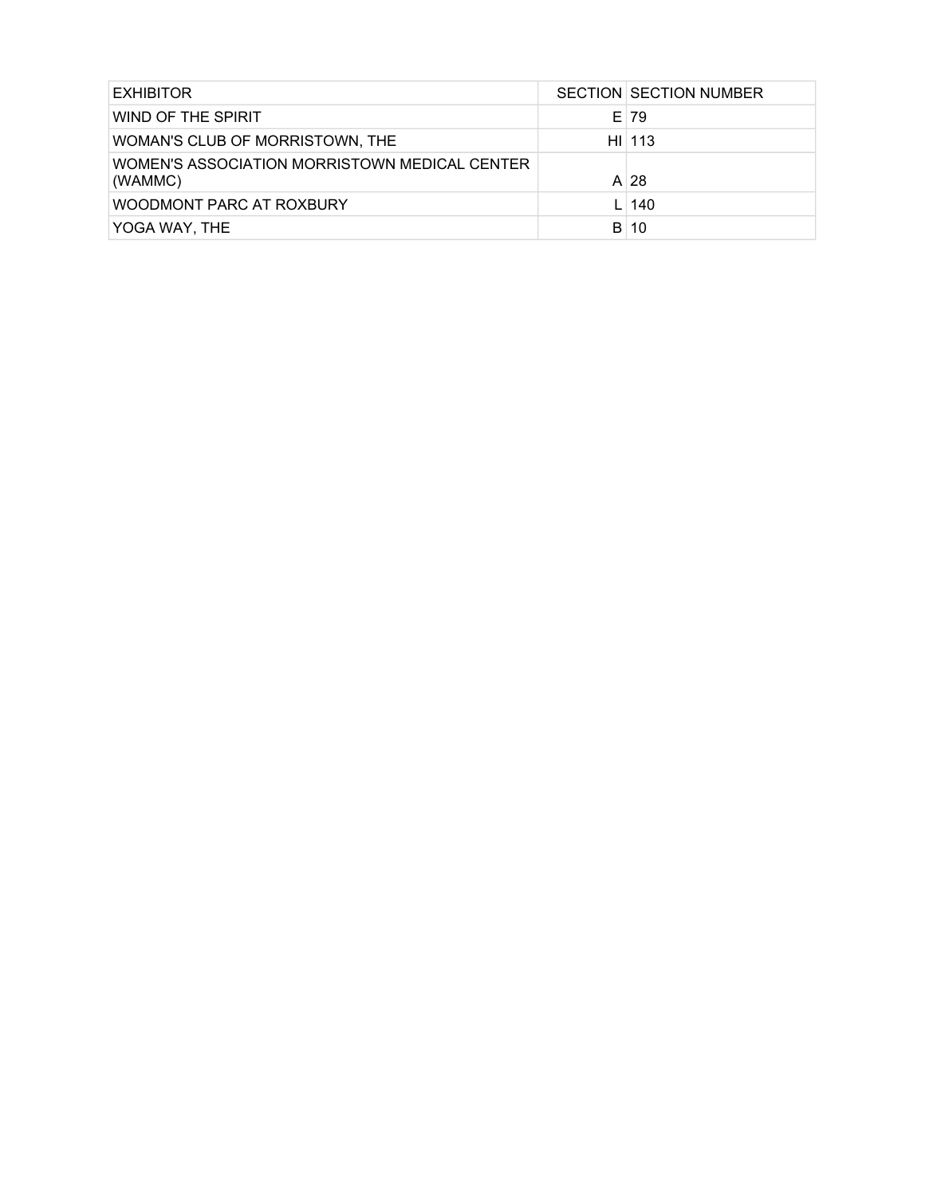| EXHIBITOR | SECTION | SECTION NUMBER |
|---|---|---|
| WIND OF THE SPIRIT | E | 79 |
| WOMAN'S CLUB OF MORRISTOWN, THE | HI | 113 |
| WOMEN'S ASSOCIATION MORRISTOWN MEDICAL CENTER (WAMMC) | A | 28 |
| WOODMONT PARC AT ROXBURY | L | 140 |
| YOGA WAY, THE | B | 10 |